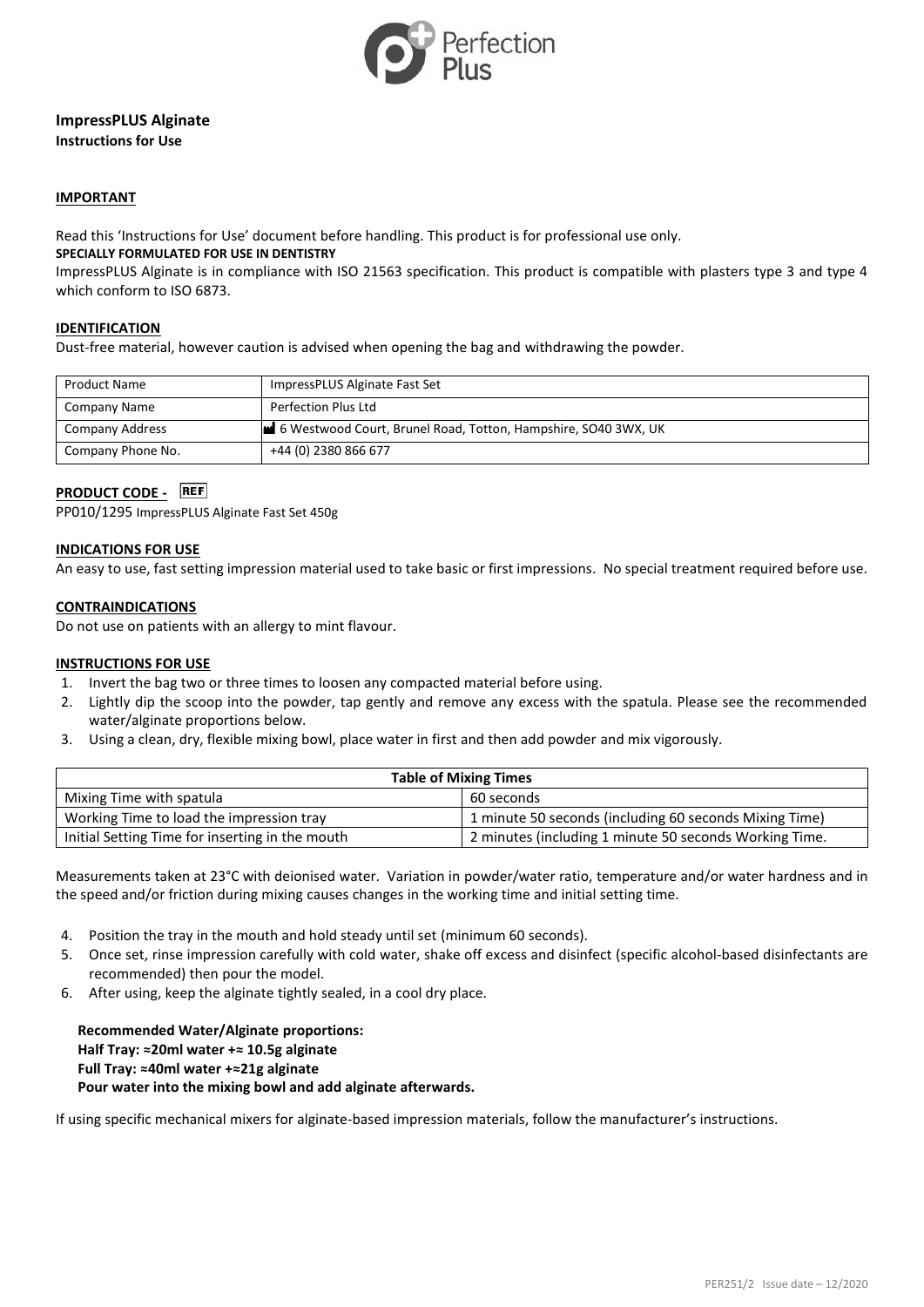Perfection Plus

# ImpressPLUS Alginate

**Instructions for Use**

## IMPORTANT

Read this 'Instructions for Use' document before handling. This product is for professional use only.

**SPECIALLY FORMULATED FOR USE IN DENTISTRY**

ImpressPLUS Alginate is in compliance with ISO 21563 specification. This product is compatible with plasters type 3 and type 4 which conform to ISO 6873.

## IDENTIFICATION

Dust-free material, however caution is advised when opening the bag and withdrawing the powder.

| Product Name | ImpressPLUS Alginate Fast Set |
|---|---|
| Company Name | Perfection Plus Ltd |
| Company Address | 6 Westwood Court, Brunel Road, Totton, Hampshire, SO40 3WX, UK |
| Company Phone No. | +44 (0) 2380 866 677 |

## PRODUCT CODE - REF

PP010/1295 ImpressPLUS Alginate Fast Set 450g

## INDICATIONS FOR USE

An easy to use, fast setting impression material used to take basic or first impressions. No special treatment required before use.

## CONTRAINDICATIONS

Do not use on patients with an allergy to mint flavour.

## INSTRUCTIONS FOR USE

1. Invert the bag two or three times to loosen any compacted material before using.
2. Lightly dip the scoop into the powder, tap gently and remove any excess with the spatula. Please see the recommended water/alginate proportions below.
3. Using a clean, dry, flexible mixing bowl, place water in first and then add powder and mix vigorously.

| Table of Mixing Times | |
|---|---|
| Mixing Time with spatula | 60 seconds |
| Working Time to load the impression tray | 1 minute 50 seconds (including 60 seconds Mixing Time) |
| Initial Setting Time for inserting in the mouth | 2 minutes (including 1 minute 50 seconds Working Time. |

Measurements taken at 23°C with deionised water. Variation in powder/water ratio, temperature and/or water hardness and in the speed and/or friction during mixing causes changes in the working time and initial setting time.

4. Position the tray in the mouth and hold steady until set (minimum 60 seconds).
5. Once set, rinse impression carefully with cold water, shake off excess and disinfect (specific alcohol-based disinfectants are recommended) then pour the model.
6. After using, keep the alginate tightly sealed, in a cool dry place.

**Recommended Water/Alginate proportions:**
**Half Tray: ≈20ml water +≈ 10.5g alginate**
**Full Tray: ≈40ml water +≈21g alginate**
**Pour water into the mixing bowl and add alginate afterwards.**

If using specific mechanical mixers for alginate-based impression materials, follow the manufacturer's instructions.

PER251/2 Issue date – 12/2020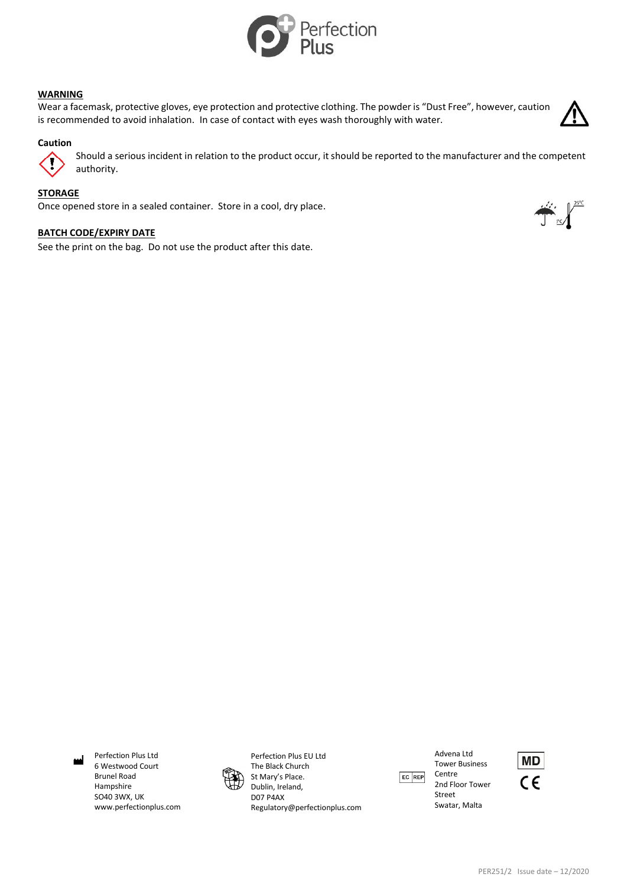## WARNING

Wear a facemask, protective gloves, eye protection and protective clothing. The powder is "Dust Free", however, caution is recommended to avoid inhalation. In case of contact with eyes wash thoroughly with water.

**Caution**

Should a serious incident in relation to the product occur, it should be reported to the manufacturer and the competent authority.

## STORAGE

Once opened store in a sealed container. Store in a cool, dry place.

25°C

5°C

## BATCH CODE/EXPIRY DATE

See the print on the bag. Do not use the product after this date.

Perfection Plus Ltd
6 Westwood Court
Brunel Road
Hampshire
SO40 3WX, UK
www.perfectionplus.com

Perfection Plus EU Ltd
The Black Church
St Mary's Place.
Dublin, Ireland,
D07 P4AX
Regulatory@perfectionplus.com

EC REP

Advena Ltd
Tower Business
Centre
2nd Floor Tower
Street
Swatar, Malta

MD

CE

PER251/2 Issue date – 12/2020